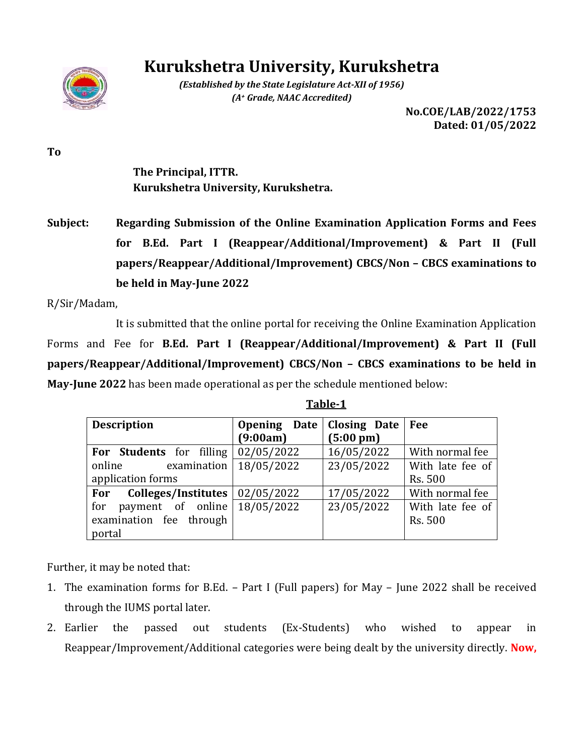# Kurukshetra University, Kurukshetra

*(Established by the State Legislature Act-XII of 1956)*
*(A+ Grade, NAAC Accredited)*

**No.COE/LAB/2022/1753**
**Dated: 01/05/2022**

**To**

**The Principal, ITTR.**
**Kurukshetra University, Kurukshetra.**

**Subject:** **Regarding Submission of the Online Examination Application Forms and Fees for B.Ed. Part I (Reappear/Additional/Improvement) & Part II (Full papers/Reappear/Additional/Improvement) CBCS/Non – CBCS examinations to be held in May-June 2022**

R/Sir/Madam,

It is submitted that the online portal for receiving the Online Examination Application Forms and Fee for **B.Ed. Part I (Reappear/Additional/Improvement) & Part II (Full papers/Reappear/Additional/Improvement) CBCS/Non – CBCS examinations to be held in May-June 2022** has been made operational as per the schedule mentioned below:

**Table-1**

| Description | Opening Date (9:00am) | Closing Date (5:00 pm) | Fee |
|---|---|---|---|
| **For Students** for filling online examination application forms | 02/05/2022 | 16/05/2022 | With normal fee |
| | 18/05/2022 | 23/05/2022 | With late fee of Rs. 500 |
| **For Colleges/Institutes** for payment of online examination fee through portal | 02/05/2022 | 17/05/2022 | With normal fee |
| | 18/05/2022 | 23/05/2022 | With late fee of Rs. 500 |

Further, it may be noted that:

1. The examination forms for B.Ed. – Part I (Full papers) for May – June 2022 shall be received through the IUMS portal later.
2. Earlier the passed out students (Ex-Students) who wished to appear in Reappear/Improvement/Additional categories were being dealt by the university directly. **Now,**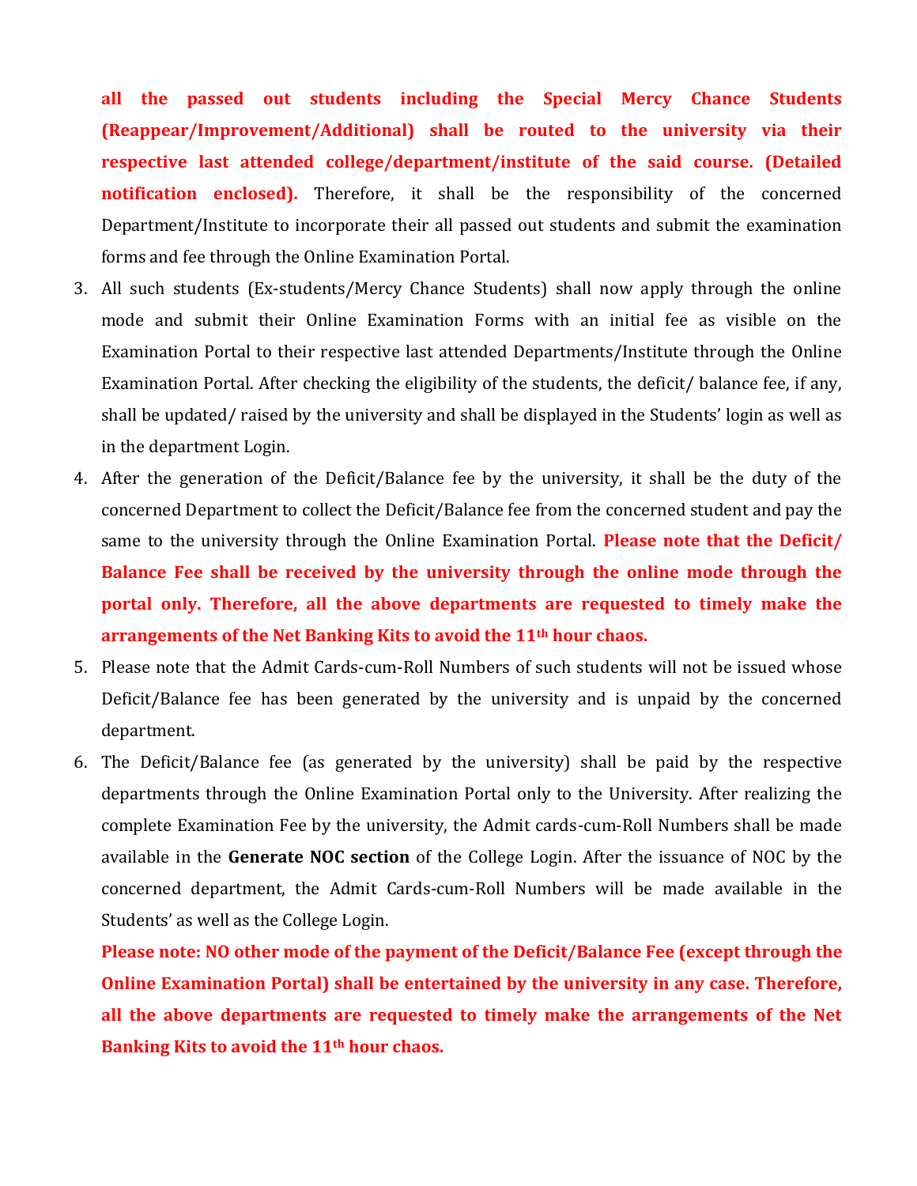**all the passed out students including the Special Mercy Chance Students (Reappear/Improvement/Additional) shall be routed to the university via their respective last attended college/department/institute of the said course. (Detailed notification enclosed).** Therefore, it shall be the responsibility of the concerned Department/Institute to incorporate their all passed out students and submit the examination forms and fee through the Online Examination Portal.

3. All such students (Ex-students/Mercy Chance Students) shall now apply through the online mode and submit their Online Examination Forms with an initial fee as visible on the Examination Portal to their respective last attended Departments/Institute through the Online Examination Portal. After checking the eligibility of the students, the deficit/ balance fee, if any, shall be updated/ raised by the university and shall be displayed in the Students' login as well as in the department Login.
4. After the generation of the Deficit/Balance fee by the university, it shall be the duty of the concerned Department to collect the Deficit/Balance fee from the concerned student and pay the same to the university through the Online Examination Portal. **Please note that the Deficit/ Balance Fee shall be received by the university through the online mode through the portal only. Therefore, all the above departments are requested to timely make the arrangements of the Net Banking Kits to avoid the 11th hour chaos.**
5. Please note that the Admit Cards-cum-Roll Numbers of such students will not be issued whose Deficit/Balance fee has been generated by the university and is unpaid by the concerned department.
6. The Deficit/Balance fee (as generated by the university) shall be paid by the respective departments through the Online Examination Portal only to the University. After realizing the complete Examination Fee by the university, the Admit cards-cum-Roll Numbers shall be made available in the **Generate NOC section** of the College Login. After the issuance of NOC by the concerned department, the Admit Cards-cum-Roll Numbers will be made available in the Students' as well as the College Login.

   **Please note: NO other mode of the payment of the Deficit/Balance Fee (except through the Online Examination Portal) shall be entertained by the university in any case. Therefore, all the above departments are requested to timely make the arrangements of the Net Banking Kits to avoid the 11th hour chaos.**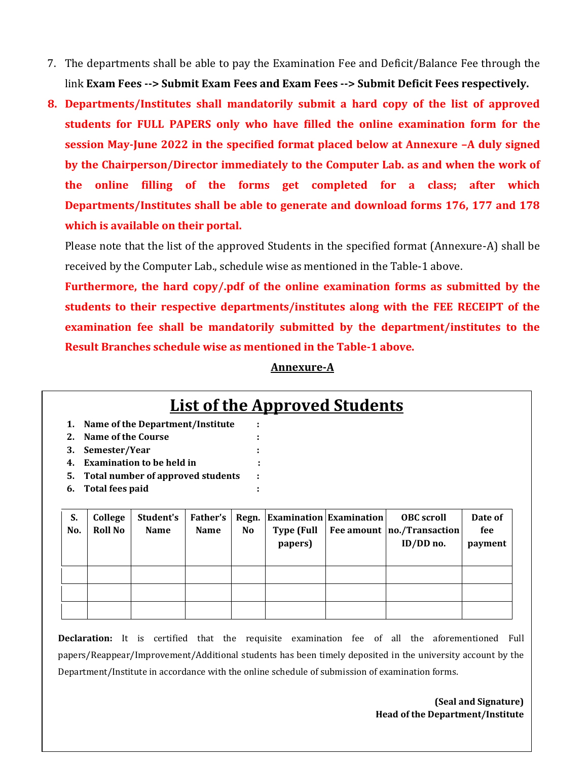7. The departments shall be able to pay the Examination Fee and Deficit/Balance Fee through the link **Exam Fees --> Submit Exam Fees and Exam Fees --> Submit Deficit Fees respectively.**
8. **Departments/Institutes shall mandatorily submit a hard copy of the list of approved students for FULL PAPERS only who have filled the online examination form for the session May-June 2022 in the specified format placed below at Annexure –A duly signed by the Chairperson/Director immediately to the Computer Lab. as and when the work of the online filling of the forms get completed for a class; after which Departments/Institutes shall be able to generate and download forms 176, 177 and 178 which is available on their portal.**

   Please note that the list of the approved Students in the specified format (Annexure-A) shall be received by the Computer Lab., schedule wise as mentioned in the Table-1 above.

   **Furthermore, the hard copy/.pdf of the online examination forms as submitted by the students to their respective departments/institutes along with the FEE RECEIPT of the examination fee shall be mandatorily submitted by the department/institutes to the Result Branches schedule wise as mentioned in the Table-1 above.**

**Annexure-A**

# List of the Approved Students

1. **Name of the Department/Institute :**
2. **Name of the Course :**
3. **Semester/Year :**
4. **Examination to be held in :**
5. **Total number of approved students :**
6. **Total fees paid :**

| S. No. | College Roll No | Student's Name | Father's Name | Regn. No | Examination Type (Full papers) | Examination Fee amount | OBC scroll no./Transaction ID/DD no. | Date of fee payment |
|---|---|---|---|---|---|---|---|---|
| | | | | | | | | |
| | | | | | | | | |
| | | | | | | | | |

**Declaration:** It is certified that the requisite examination fee of all the aforementioned Full papers/Reappear/Improvement/Additional students has been timely deposited in the university account by the Department/Institute in accordance with the online schedule of submission of examination forms.

**(Seal and Signature)**
**Head of the Department/Institute**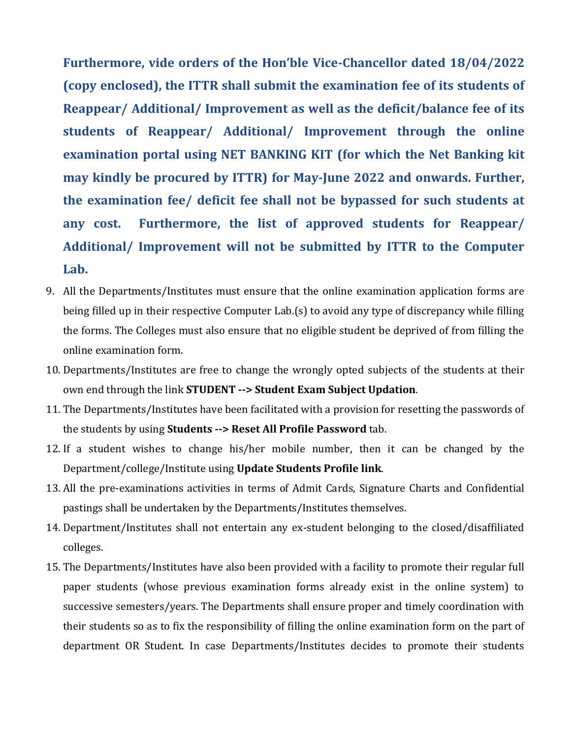**Furthermore, vide orders of the Hon'ble Vice-Chancellor dated 18/04/2022 (copy enclosed), the ITTR shall submit the examination fee of its students of Reappear/ Additional/ Improvement as well as the deficit/balance fee of its students of Reappear/ Additional/ Improvement through the online examination portal using NET BANKING KIT (for which the Net Banking kit may kindly be procured by ITTR) for May-June 2022 and onwards. Further, the examination fee/ deficit fee shall not be bypassed for such students at any cost. Furthermore, the list of approved students for Reappear/ Additional/ Improvement will not be submitted by ITTR to the Computer Lab.**

9. All the Departments/Institutes must ensure that the online examination application forms are being filled up in their respective Computer Lab.(s) to avoid any type of discrepancy while filling the forms. The Colleges must also ensure that no eligible student be deprived of from filling the online examination form.
10. Departments/Institutes are free to change the wrongly opted subjects of the students at their own end through the link **STUDENT --> Student Exam Subject Updation**.
11. The Departments/Institutes have been facilitated with a provision for resetting the passwords of the students by using **Students --> Reset All Profile Password** tab.
12. If a student wishes to change his/her mobile number, then it can be changed by the Department/college/Institute using **Update Students Profile link**.
13. All the pre-examinations activities in terms of Admit Cards, Signature Charts and Confidential pastings shall be undertaken by the Departments/Institutes themselves.
14. Department/Institutes shall not entertain any ex-student belonging to the closed/disaffiliated colleges.
15. The Departments/Institutes have also been provided with a facility to promote their regular full paper students (whose previous examination forms already exist in the online system) to successive semesters/years. The Departments shall ensure proper and timely coordination with their students so as to fix the responsibility of filling the online examination form on the part of department OR Student. In case Departments/Institutes decides to promote their students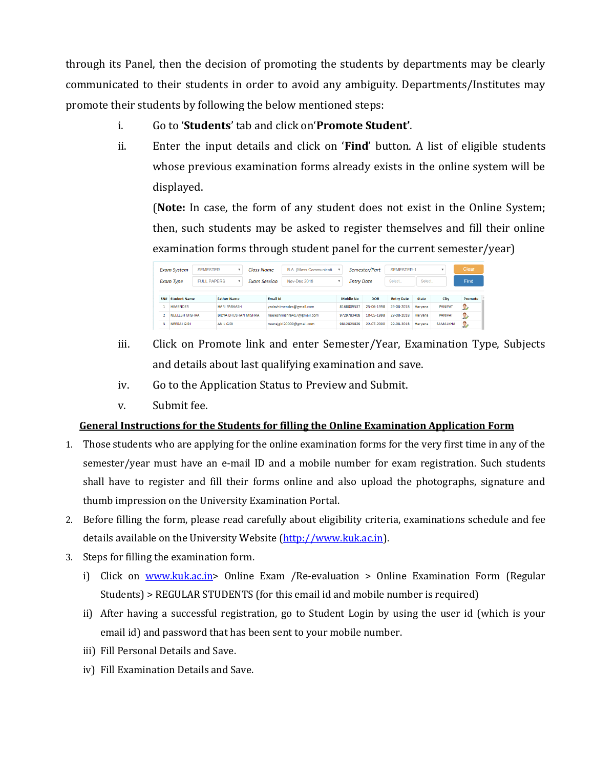through its Panel, then the decision of promoting the students by departments may be clearly communicated to their students in order to avoid any ambiguity. Departments/Institutes may promote their students by following the below mentioned steps:

i. Go to '**Students**' tab and click on'**Promote Student'**.

ii. Enter the input details and click on '**Find**' button. A list of eligible students whose previous examination forms already exists in the online system will be displayed.

(**Note:** In case, the form of any student does not exist in the Online System; then, such students may be asked to register themselves and fill their online examination forms through student panel for the current semester/year)

Exam System: SEMESTER | Class Name: B.A. (Mass Communicati | Semester/Part: SEMESTER-1 | Clear
Exam Type: FULL PAPERS | Exam Session: Nov-Dec 2018 | Entry Date: Select.. Select.. | Find

| SN# | Student Name | Father Name | Email Id | Mobile No | DOB | Entry Date | State | City | Promote |
|---|---|---|---|---|---|---|---|---|---|
| 1 | HIMENDER | HARI PARKASH | yadavhimender@gmail.com | 8168009537 | 25-06-1998 | 29-08-2018 | Haryana | PANIPAT | |
| 2 | NEELESH MISHRA | BIDYA BHUSHAN MISHRA | neeleshmishra417@gmail.com | 9729783408 | 10-05-1998 | 29-08-2018 | Haryana | PANIPAT | |
| 3 | NEERAJ GIRI | ANIL GIRI | neerajgiri20000@gmail.com | 9812823829 | 22-07-2000 | 29-08-2018 | Haryana | SAMALKHA | |

iii. Click on Promote link and enter Semester/Year, Examination Type, Subjects and details about last qualifying examination and save.

iv. Go to the Application Status to Preview and Submit.

v. Submit fee.

## General Instructions for the Students for filling the Online Examination Application Form

1. Those students who are applying for the online examination forms for the very first time in any of the semester/year must have an e-mail ID and a mobile number for exam registration. Such students shall have to register and fill their forms online and also upload the photographs, signature and thumb impression on the University Examination Portal.
2. Before filling the form, please read carefully about eligibility criteria, examinations schedule and fee details available on the University Website (http://www.kuk.ac.in).
3. Steps for filling the examination form.
   i) Click on www.kuk.ac.in> Online Exam /Re-evaluation > Online Examination Form (Regular Students) > REGULAR STUDENTS (for this email id and mobile number is required)
   ii) After having a successful registration, go to Student Login by using the user id (which is your email id) and password that has been sent to your mobile number.
   iii) Fill Personal Details and Save.
   iv) Fill Examination Details and Save.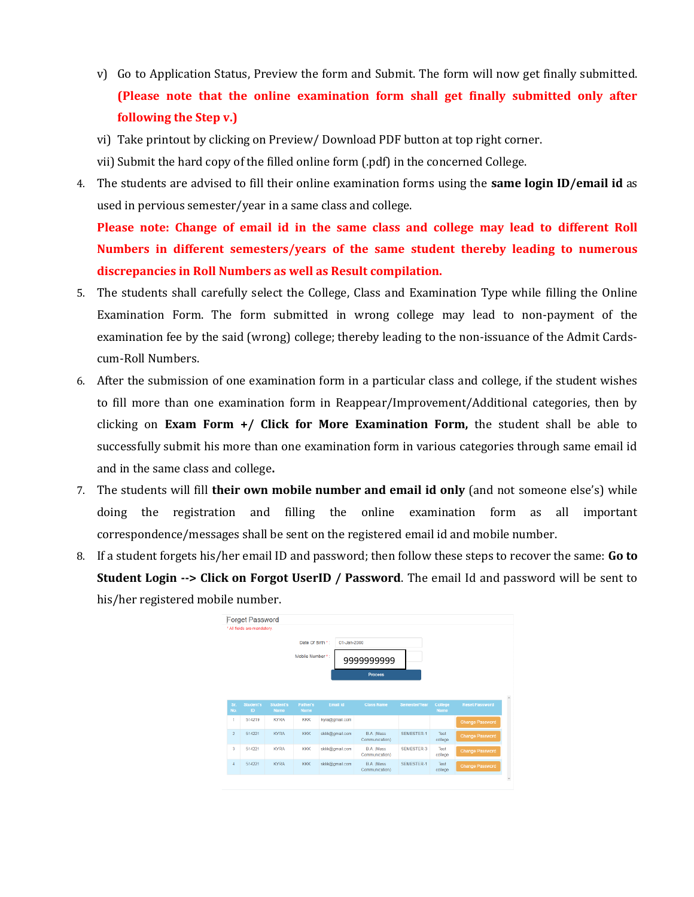v) Go to Application Status, Preview the form and Submit. The form will now get finally submitted. **(Please note that the online examination form shall get finally submitted only after following the Step v.)**

vi) Take printout by clicking on Preview/ Download PDF button at top right corner.

vii) Submit the hard copy of the filled online form (.pdf) in the concerned College.

4. The students are advised to fill their online examination forms using the **same login ID/email id** as used in pervious semester/year in a same class and college.

   **Please note: Change of email id in the same class and college may lead to different Roll Numbers in different semesters/years of the same student thereby leading to numerous discrepancies in Roll Numbers as well as Result compilation.**

5. The students shall carefully select the College, Class and Examination Type while filling the Online Examination Form. The form submitted in wrong college may lead to non-payment of the examination fee by the said (wrong) college; thereby leading to the non-issuance of the Admit Cards-cum-Roll Numbers.

6. After the submission of one examination form in a particular class and college, if the student wishes to fill more than one examination form in Reappear/Improvement/Additional categories, then by clicking on **Exam Form +/ Click for More Examination Form,** the student shall be able to successfully submit his more than one examination form in various categories through same email id and in the same class and college**.**

7. The students will fill **their own mobile number and email id only** (and not someone else's) while doing the registration and filling the online examination form as all important correspondence/messages shall be sent on the registered email id and mobile number.

8. If a student forgets his/her email ID and password; then follow these steps to recover the same: **Go to Student Login --> Click on Forgot UserID / Password**. The email Id and password will be sent to his/her registered mobile number.

Forget Password

\* All fields are mandatory

Date Of Birth \* : 01-Jan-2000

Mobile Number \* : 9999999999

Process

| Sr. No. | Student's ID | Student's Name | Father's Name | Email Id | Class Name | Semester/Year | College Name | Reset Password |
|---|---|---|---|---|---|---|---|---|
| 1 | 514219 | KYRA | KKK | kyra@gmail.com | | | | Change Password |
| 2 | 514221 | KYRA | KKK | skkk@gmail.com | B.A. (Mass Communication) | SEMESTER-1 | Test college | Change Password |
| 3 | 514221 | KYRA | KKK | skkk@gmail.com | B.A. (Mass Communication) | SEMESTER-3 | Test college | Change Password |
| 4 | 514221 | KYRA | KKK | skkk@gmail.com | B.A. (Mass Communication) | SEMESTER-1 | Test college | Change Password |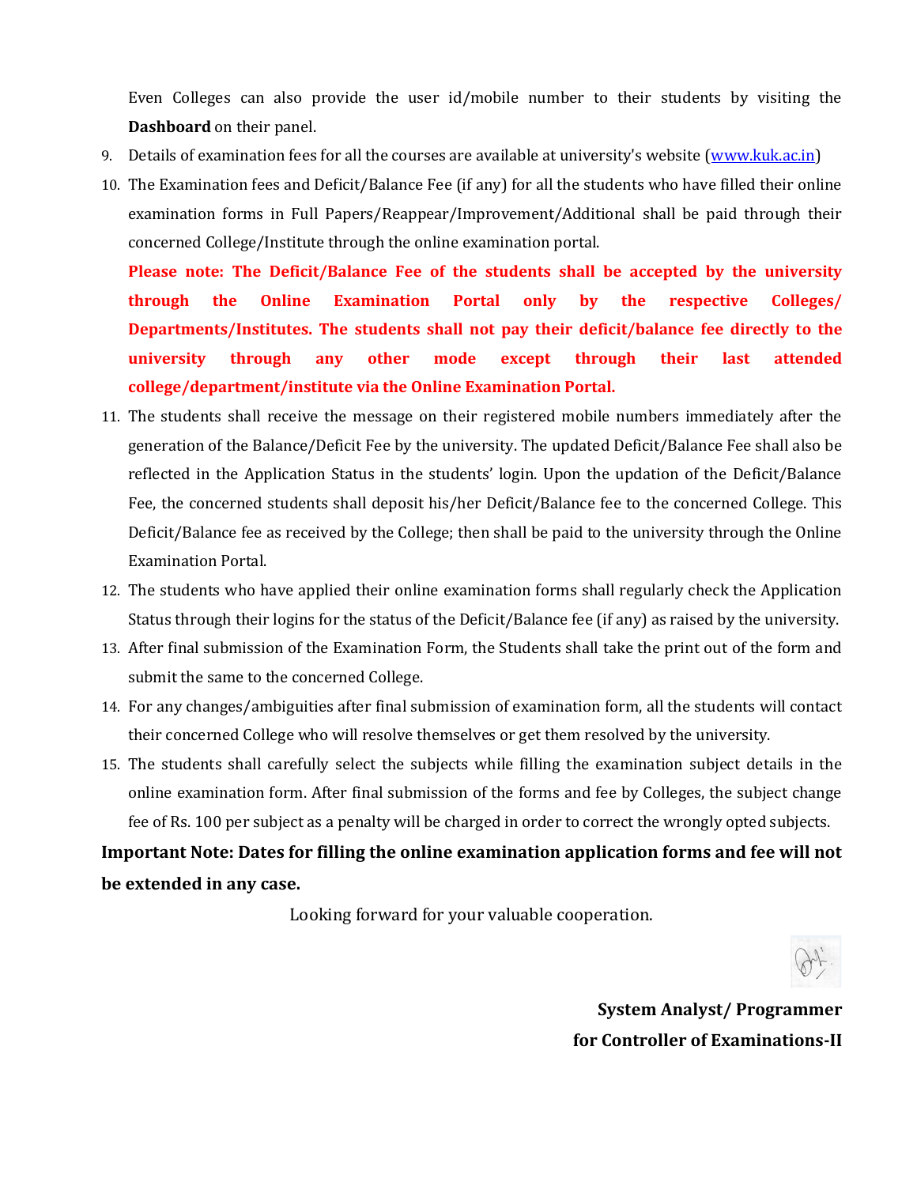Even Colleges can also provide the user id/mobile number to their students by visiting the **Dashboard** on their panel.

9. Details of examination fees for all the courses are available at university's website (www.kuk.ac.in)
10. The Examination fees and Deficit/Balance Fee (if any) for all the students who have filled their online examination forms in Full Papers/Reappear/Improvement/Additional shall be paid through their concerned College/Institute through the online examination portal.

    **Please note: The Deficit/Balance Fee of the students shall be accepted by the university through the Online Examination Portal only by the respective Colleges/ Departments/Institutes. The students shall not pay their deficit/balance fee directly to the university through any other mode except through their last attended college/department/institute via the Online Examination Portal.**
11. The students shall receive the message on their registered mobile numbers immediately after the generation of the Balance/Deficit Fee by the university. The updated Deficit/Balance Fee shall also be reflected in the Application Status in the students' login. Upon the updation of the Deficit/Balance Fee, the concerned students shall deposit his/her Deficit/Balance fee to the concerned College. This Deficit/Balance fee as received by the College; then shall be paid to the university through the Online Examination Portal.
12. The students who have applied their online examination forms shall regularly check the Application Status through their logins for the status of the Deficit/Balance fee (if any) as raised by the university.
13. After final submission of the Examination Form, the Students shall take the print out of the form and submit the same to the concerned College.
14. For any changes/ambiguities after final submission of examination form, all the students will contact their concerned College who will resolve themselves or get them resolved by the university.
15. The students shall carefully select the subjects while filling the examination subject details in the online examination form. After final submission of the forms and fee by Colleges, the subject change fee of Rs. 100 per subject as a penalty will be charged in order to correct the wrongly opted subjects.

**Important Note: Dates for filling the online examination application forms and fee will not be extended in any case.**

Looking forward for your valuable cooperation.

**System Analyst/ Programmer**
**for Controller of Examinations-II**